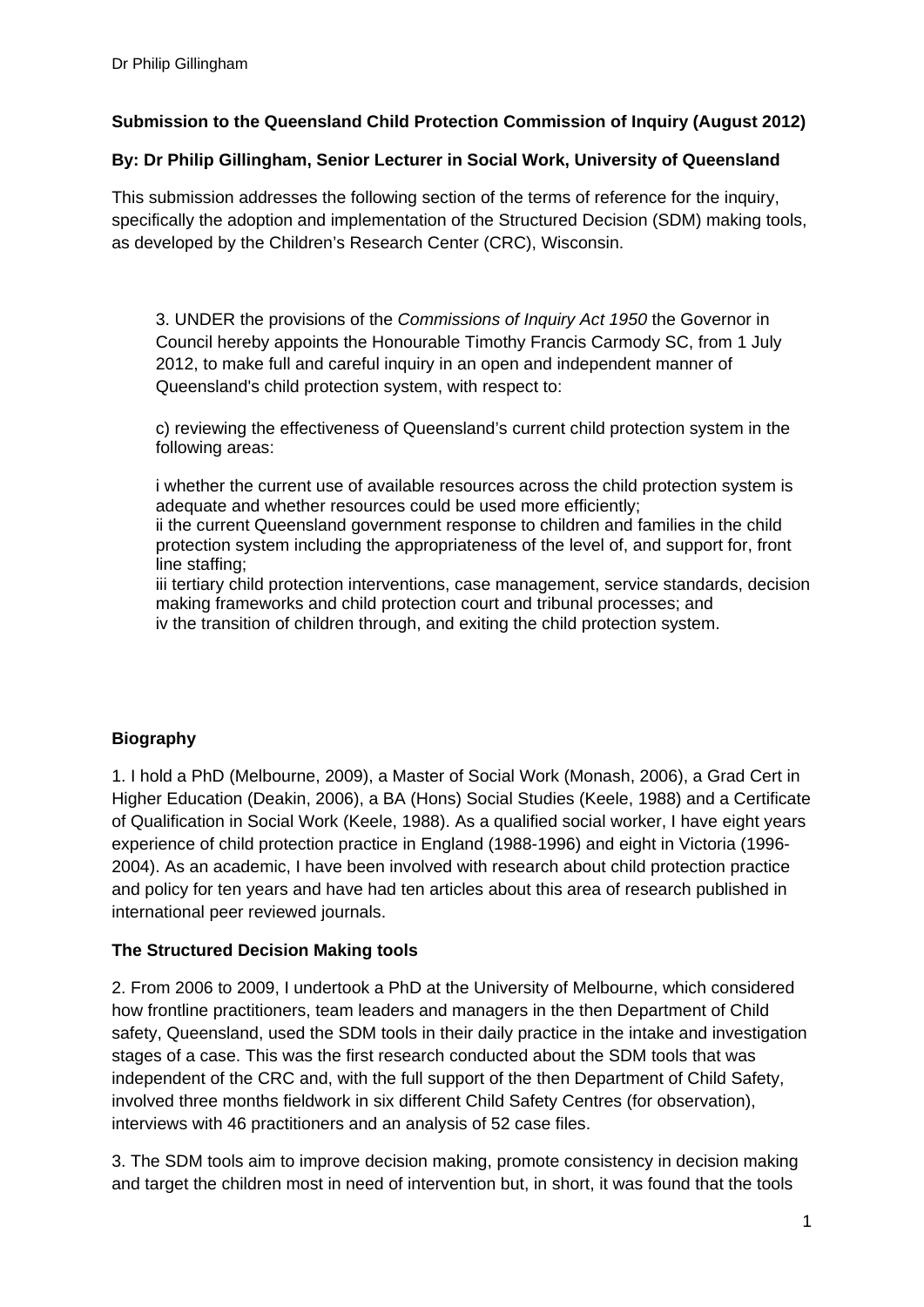**Submission to the Queensland Child Protection Commission of Inquiry (August 2012)**

**By: Dr Philip Gillingham, Senior Lecturer in Social Work, University of Queensland**

This submission addresses the following section of the terms of reference for the inquiry, specifically the adoption and implementation of the Structured Decision (SDM) making tools, as developed by the Children's Research Center (CRC), Wisconsin.

> 3. UNDER the provisions of the *Commissions of Inquiry Act 1950* the Governor in Council hereby appoints the Honourable Timothy Francis Carmody SC, from 1 July 2012, to make full and careful inquiry in an open and independent manner of Queensland's child protection system, with respect to:
>
> c) reviewing the effectiveness of Queensland's current child protection system in the following areas:
>
> i whether the current use of available resources across the child protection system is adequate and whether resources could be used more efficiently;
> ii the current Queensland government response to children and families in the child protection system including the appropriateness of the level of, and support for, front line staffing;
> iii tertiary child protection interventions, case management, service standards, decision making frameworks and child protection court and tribunal processes; and
> iv the transition of children through, and exiting the child protection system.

**Biography**

1. I hold a PhD (Melbourne, 2009), a Master of Social Work (Monash, 2006), a Grad Cert in Higher Education (Deakin, 2006), a BA (Hons) Social Studies (Keele, 1988) and a Certificate of Qualification in Social Work (Keele, 1988). As a qualified social worker, I have eight years experience of child protection practice in England (1988-1996) and eight in Victoria (1996-2004). As an academic, I have been involved with research about child protection practice and policy for ten years and have had ten articles about this area of research published in international peer reviewed journals.

**The Structured Decision Making tools**

2. From 2006 to 2009, I undertook a PhD at the University of Melbourne, which considered how frontline practitioners, team leaders and managers in the then Department of Child safety, Queensland, used the SDM tools in their daily practice in the intake and investigation stages of a case. This was the first research conducted about the SDM tools that was independent of the CRC and, with the full support of the then Department of Child Safety, involved three months fieldwork in six different Child Safety Centres (for observation), interviews with 46 practitioners and an analysis of 52 case files.

3. The SDM tools aim to improve decision making, promote consistency in decision making and target the children most in need of intervention but, in short, it was found that the tools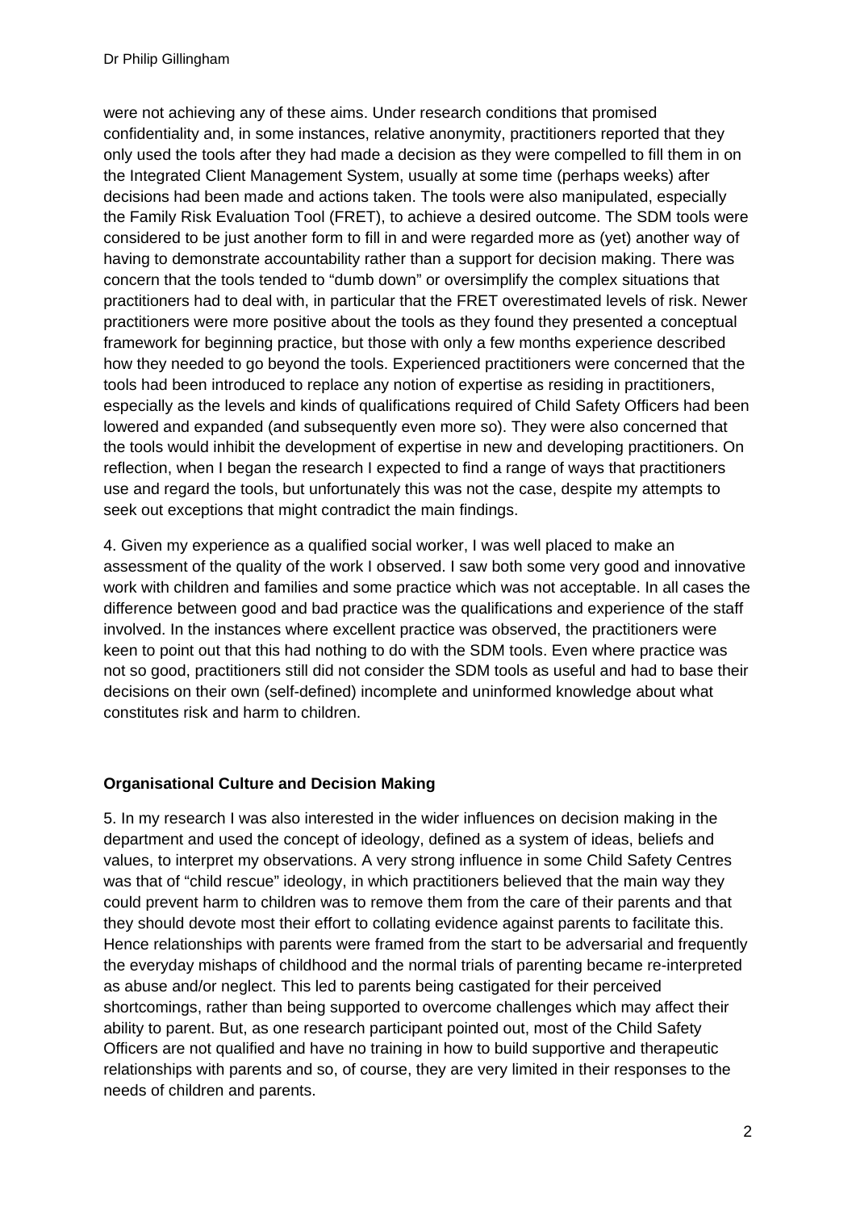were not achieving any of these aims. Under research conditions that promised confidentiality and, in some instances, relative anonymity, practitioners reported that they only used the tools after they had made a decision as they were compelled to fill them in on the Integrated Client Management System, usually at some time (perhaps weeks) after decisions had been made and actions taken. The tools were also manipulated, especially the Family Risk Evaluation Tool (FRET), to achieve a desired outcome. The SDM tools were considered to be just another form to fill in and were regarded more as (yet) another way of having to demonstrate accountability rather than a support for decision making. There was concern that the tools tended to "dumb down" or oversimplify the complex situations that practitioners had to deal with, in particular that the FRET overestimated levels of risk. Newer practitioners were more positive about the tools as they found they presented a conceptual framework for beginning practice, but those with only a few months experience described how they needed to go beyond the tools. Experienced practitioners were concerned that the tools had been introduced to replace any notion of expertise as residing in practitioners, especially as the levels and kinds of qualifications required of Child Safety Officers had been lowered and expanded (and subsequently even more so). They were also concerned that the tools would inhibit the development of expertise in new and developing practitioners. On reflection, when I began the research I expected to find a range of ways that practitioners use and regard the tools, but unfortunately this was not the case, despite my attempts to seek out exceptions that might contradict the main findings.

4. Given my experience as a qualified social worker, I was well placed to make an assessment of the quality of the work I observed. I saw both some very good and innovative work with children and families and some practice which was not acceptable. In all cases the difference between good and bad practice was the qualifications and experience of the staff involved. In the instances where excellent practice was observed, the practitioners were keen to point out that this had nothing to do with the SDM tools. Even where practice was not so good, practitioners still did not consider the SDM tools as useful and had to base their decisions on their own (self-defined) incomplete and uninformed knowledge about what constitutes risk and harm to children.

## Organisational Culture and Decision Making

5. In my research I was also interested in the wider influences on decision making in the department and used the concept of ideology, defined as a system of ideas, beliefs and values, to interpret my observations. A very strong influence in some Child Safety Centres was that of "child rescue" ideology, in which practitioners believed that the main way they could prevent harm to children was to remove them from the care of their parents and that they should devote most their effort to collating evidence against parents to facilitate this. Hence relationships with parents were framed from the start to be adversarial and frequently the everyday mishaps of childhood and the normal trials of parenting became re-interpreted as abuse and/or neglect. This led to parents being castigated for their perceived shortcomings, rather than being supported to overcome challenges which may affect their ability to parent. But, as one research participant pointed out, most of the Child Safety Officers are not qualified and have no training in how to build supportive and therapeutic relationships with parents and so, of course, they are very limited in their responses to the needs of children and parents.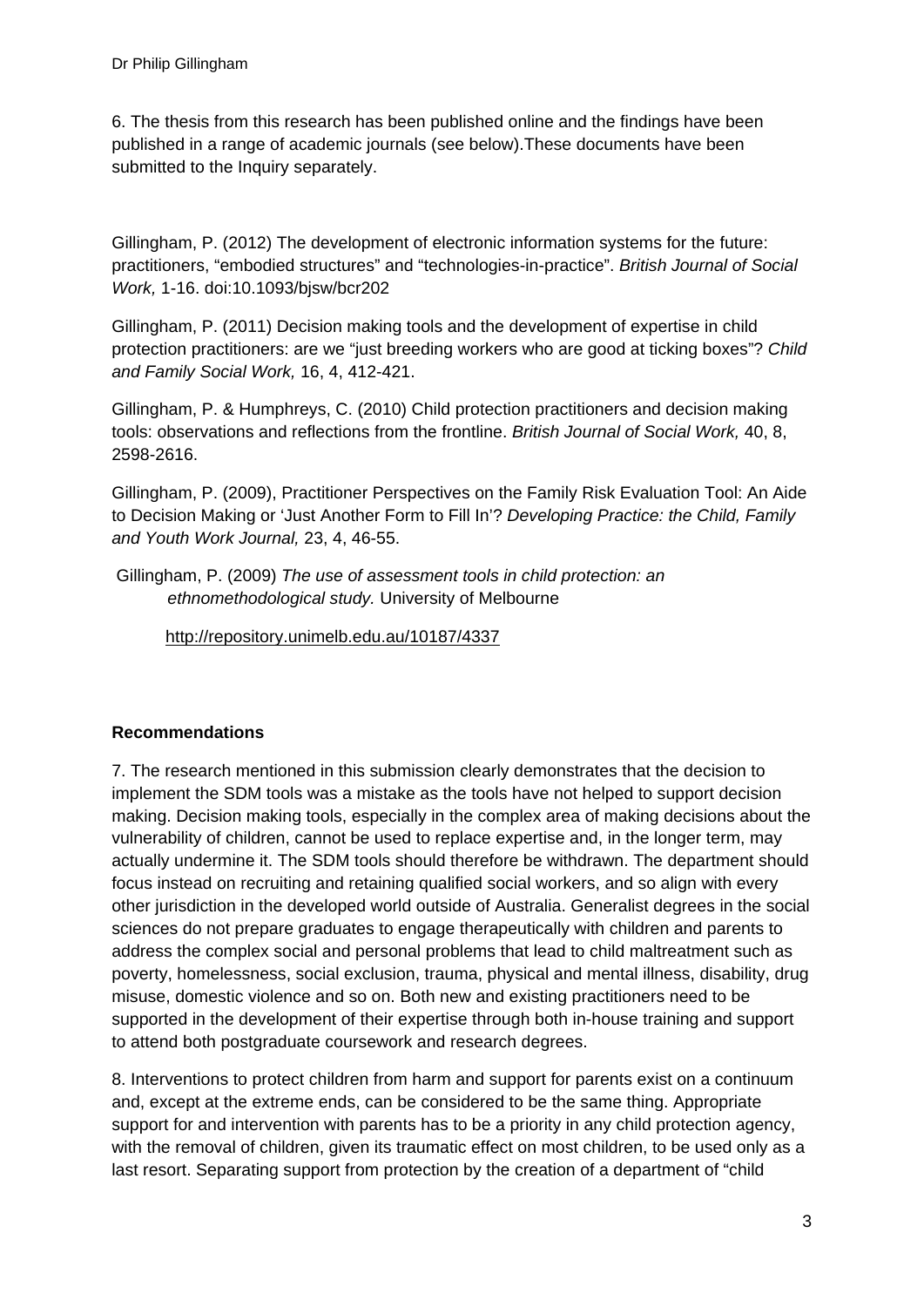6. The thesis from this research has been published online and the findings have been published in a range of academic journals (see below).These documents have been submitted to the Inquiry separately.

Gillingham, P. (2012) The development of electronic information systems for the future: practitioners, "embodied structures" and "technologies-in-practice". *British Journal of Social Work,* 1-16. doi:10.1093/bjsw/bcr202

Gillingham, P. (2011) Decision making tools and the development of expertise in child protection practitioners: are we "just breeding workers who are good at ticking boxes"? *Child and Family Social Work,* 16, 4, 412-421.

Gillingham, P. & Humphreys, C. (2010) Child protection practitioners and decision making tools: observations and reflections from the frontline. *British Journal of Social Work,* 40, 8, 2598-2616.

Gillingham, P. (2009), Practitioner Perspectives on the Family Risk Evaluation Tool: An Aide to Decision Making or 'Just Another Form to Fill In'? *Developing Practice: the Child, Family and Youth Work Journal,* 23, 4, 46-55.

Gillingham, P. (2009) *The use of assessment tools in child protection: an ethnomethodological study.* University of Melbourne

http://repository.unimelb.edu.au/10187/4337

**Recommendations**

7. The research mentioned in this submission clearly demonstrates that the decision to implement the SDM tools was a mistake as the tools have not helped to support decision making. Decision making tools, especially in the complex area of making decisions about the vulnerability of children, cannot be used to replace expertise and, in the longer term, may actually undermine it. The SDM tools should therefore be withdrawn. The department should focus instead on recruiting and retaining qualified social workers, and so align with every other jurisdiction in the developed world outside of Australia. Generalist degrees in the social sciences do not prepare graduates to engage therapeutically with children and parents to address the complex social and personal problems that lead to child maltreatment such as poverty, homelessness, social exclusion, trauma, physical and mental illness, disability, drug misuse, domestic violence and so on. Both new and existing practitioners need to be supported in the development of their expertise through both in-house training and support to attend both postgraduate coursework and research degrees.

8. Interventions to protect children from harm and support for parents exist on a continuum and, except at the extreme ends, can be considered to be the same thing. Appropriate support for and intervention with parents has to be a priority in any child protection agency, with the removal of children, given its traumatic effect on most children, to be used only as a last resort. Separating support from protection by the creation of a department of "child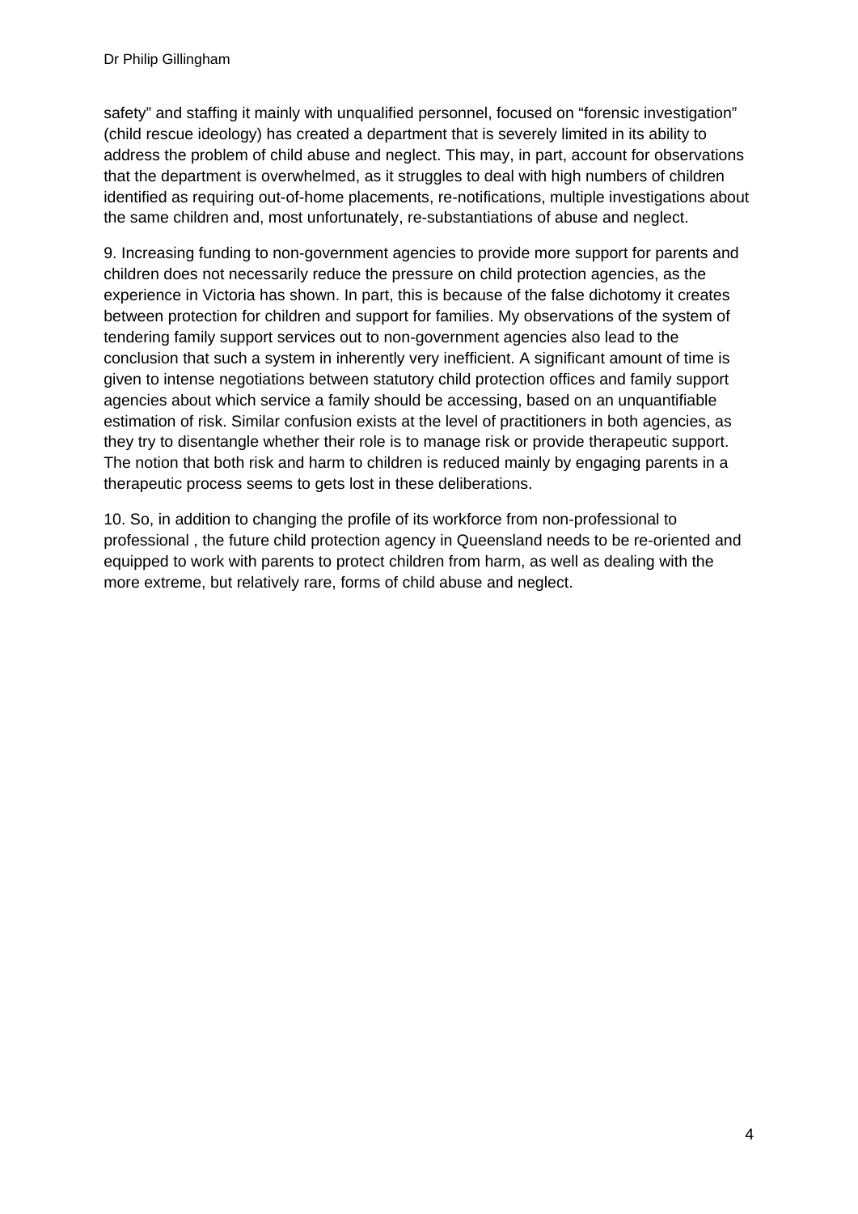safety" and staffing it mainly with unqualified personnel, focused on "forensic investigation" (child rescue ideology) has created a department that is severely limited in its ability to address the problem of child abuse and neglect. This may, in part, account for observations that the department is overwhelmed, as it struggles to deal with high numbers of children identified as requiring out-of-home placements, re-notifications, multiple investigations about the same children and, most unfortunately, re-substantiations of abuse and neglect.

9. Increasing funding to non-government agencies to provide more support for parents and children does not necessarily reduce the pressure on child protection agencies, as the experience in Victoria has shown. In part, this is because of the false dichotomy it creates between protection for children and support for families. My observations of the system of tendering family support services out to non-government agencies also lead to the conclusion that such a system in inherently very inefficient. A significant amount of time is given to intense negotiations between statutory child protection offices and family support agencies about which service a family should be accessing, based on an unquantifiable estimation of risk. Similar confusion exists at the level of practitioners in both agencies, as they try to disentangle whether their role is to manage risk or provide therapeutic support. The notion that both risk and harm to children is reduced mainly by engaging parents in a therapeutic process seems to gets lost in these deliberations.

10. So, in addition to changing the profile of its workforce from non-professional to professional , the future child protection agency in Queensland needs to be re-oriented and equipped to work with parents to protect children from harm, as well as dealing with the more extreme, but relatively rare, forms of child abuse and neglect.